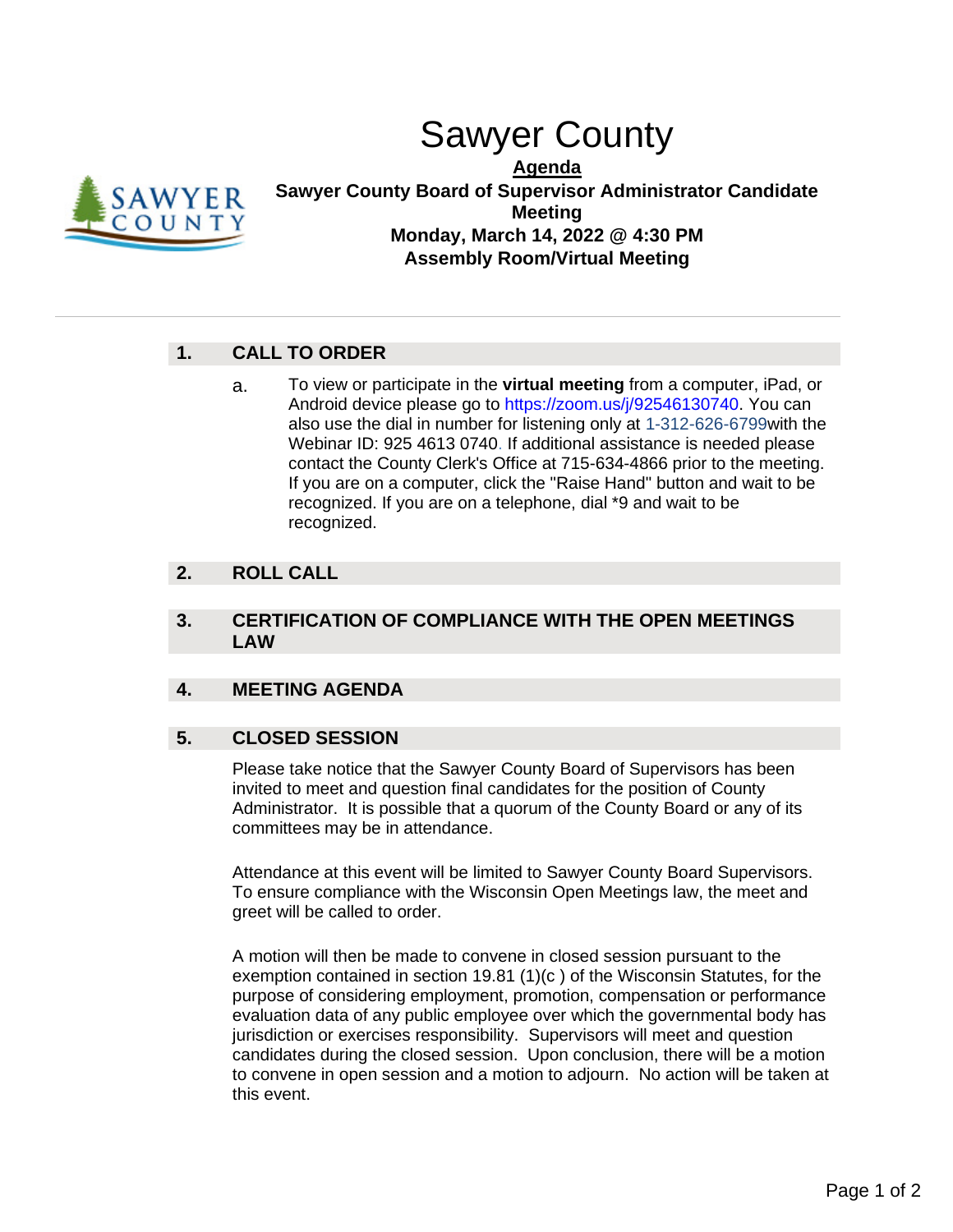# Sawyer County

**Agenda**

**Sawyer County Board of Supervisor Administrator Candidate Meeting**

**Monday, March 14, 2022 @ 4:30 PM**

**Assembly Room/Virtual Meeting**

---

## 1. CALL TO ORDER

a. To view or participate in the **virtual meeting** from a computer, iPad, or Android device please go to https://zoom.us/j/92546130740. You can also use the dial in number for listening only at 1-312-626-6799with the Webinar ID: 925 4613 0740. If additional assistance is needed please contact the County Clerk's Office at 715-634-4866 prior to the meeting. If you are on a computer, click the "Raise Hand" button and wait to be recognized. If you are on a telephone, dial *9 and wait to be recognized.

## 2. ROLL CALL

## 3. CERTIFICATION OF COMPLIANCE WITH THE OPEN MEETINGS LAW

## 4. MEETING AGENDA

## 5. CLOSED SESSION

Please take notice that the Sawyer County Board of Supervisors has been invited to meet and question final candidates for the position of County Administrator. It is possible that a quorum of the County Board or any of its committees may be in attendance.

Attendance at this event will be limited to Sawyer County Board Supervisors. To ensure compliance with the Wisconsin Open Meetings law, the meet and greet will be called to order.

A motion will then be made to convene in closed session pursuant to the exemption contained in section 19.81 (1)(c ) of the Wisconsin Statutes, for the purpose of considering employment, promotion, compensation or performance evaluation data of any public employee over which the governmental body has jurisdiction or exercises responsibility. Supervisors will meet and question candidates during the closed session. Upon conclusion, there will be a motion to convene in open session and a motion to adjourn. No action will be taken at this event.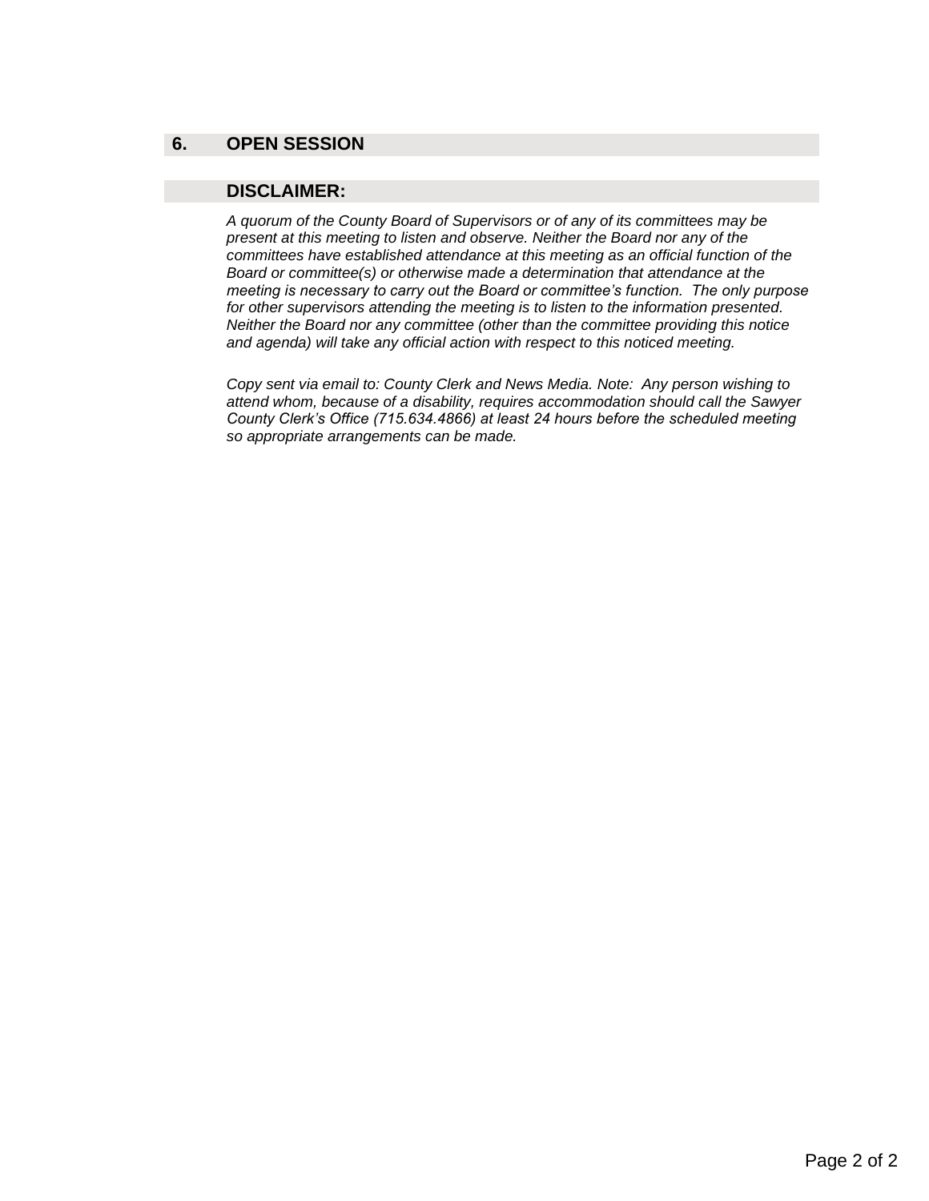## 6. OPEN SESSION

## DISCLAIMER:

*A quorum of the County Board of Supervisors or of any of its committees may be present at this meeting to listen and observe. Neither the Board nor any of the committees have established attendance at this meeting as an official function of the Board or committee(s) or otherwise made a determination that attendance at the meeting is necessary to carry out the Board or committee's function. The only purpose for other supervisors attending the meeting is to listen to the information presented. Neither the Board nor any committee (other than the committee providing this notice and agenda) will take any official action with respect to this noticed meeting.*

*Copy sent via email to: County Clerk and News Media. Note: Any person wishing to attend whom, because of a disability, requires accommodation should call the Sawyer County Clerk's Office (715.634.4866) at least 24 hours before the scheduled meeting so appropriate arrangements can be made.*